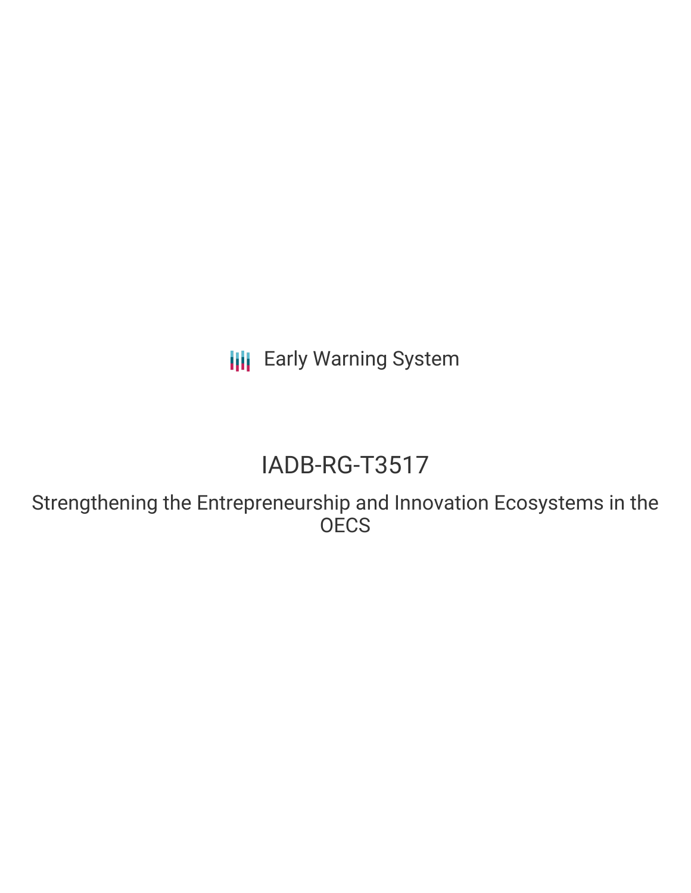Early Warning System

# IADB-RG-T3517

## Strengthening the Entrepreneurship and Innovation Ecosystems in the OECS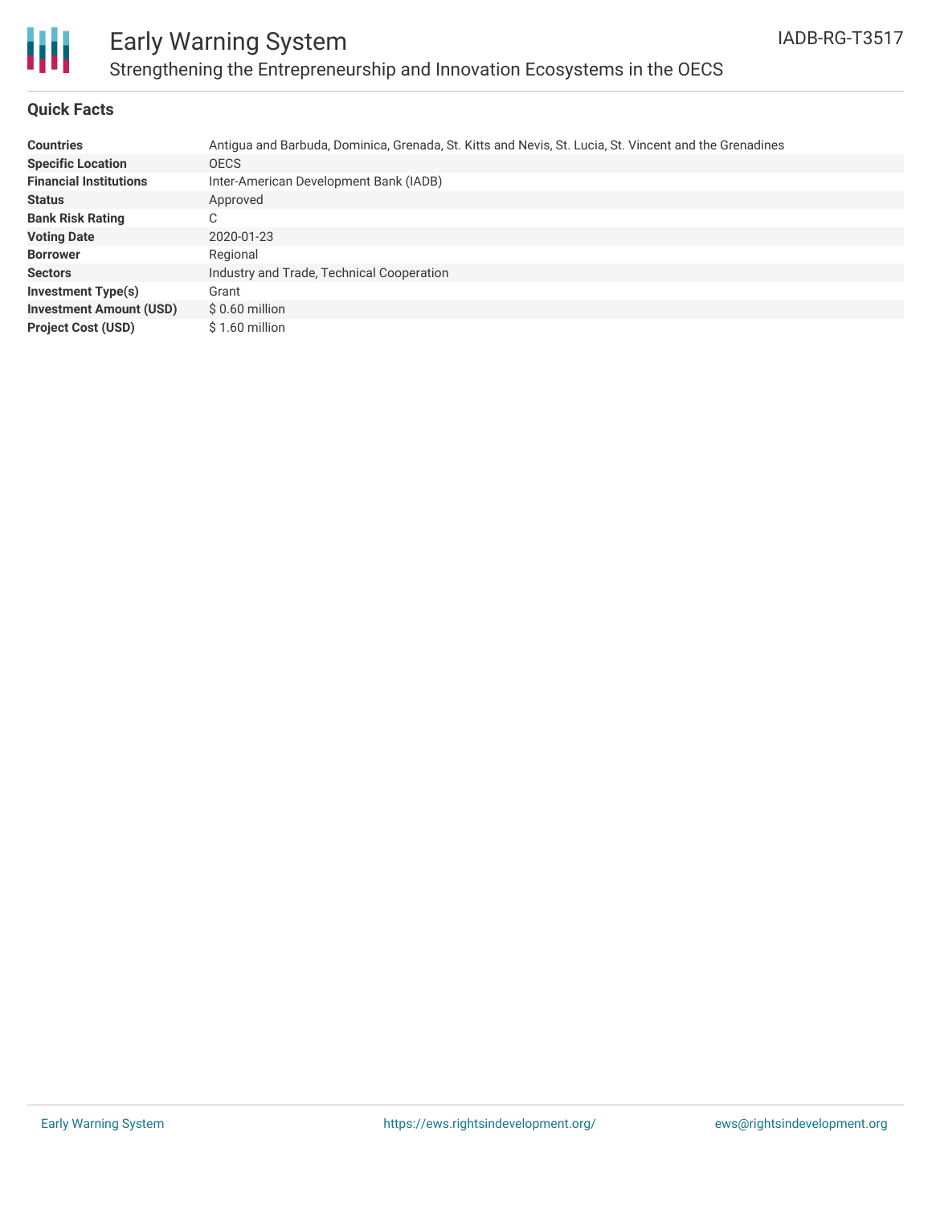## Quick Facts

| | |
|---|---|
| **Countries** | Antigua and Barbuda, Dominica, Grenada, St. Kitts and Nevis, St. Lucia, St. Vincent and the Grenadines |
| **Specific Location** | OECS |
| **Financial Institutions** | Inter-American Development Bank (IADB) |
| **Status** | Approved |
| **Bank Risk Rating** | C |
| **Voting Date** | 2020-01-23 |
| **Borrower** | Regional |
| **Sectors** | Industry and Trade, Technical Cooperation |
| **Investment Type(s)** | Grant |
| **Investment Amount (USD)** | $ 0.60 million |
| **Project Cost (USD)** | $ 1.60 million |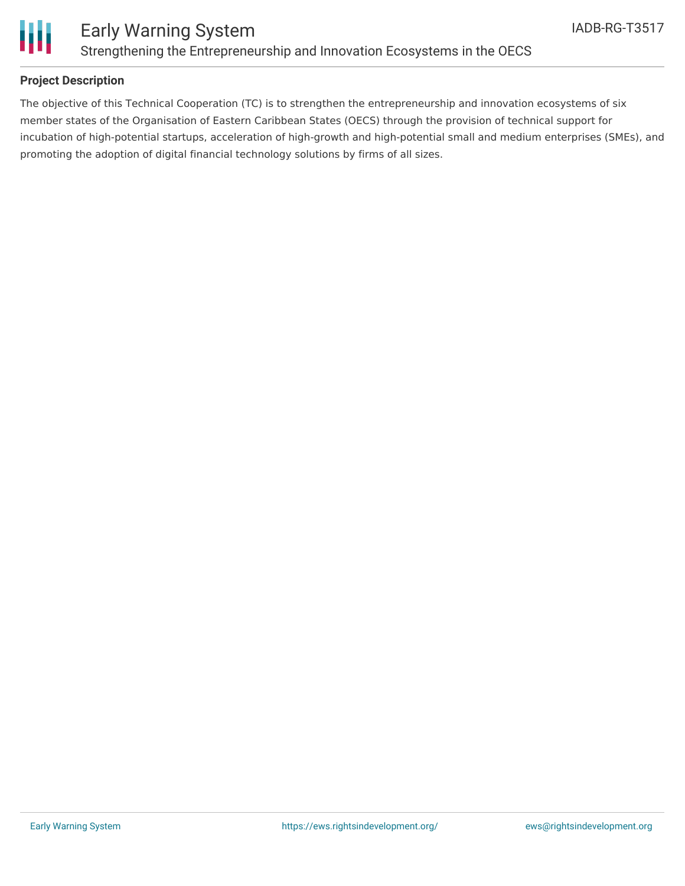## Project Description

The objective of this Technical Cooperation (TC) is to strengthen the entrepreneurship and innovation ecosystems of six member states of the Organisation of Eastern Caribbean States (OECS) through the provision of technical support for incubation of high-potential startups, acceleration of high-growth and high-potential small and medium enterprises (SMEs), and promoting the adoption of digital financial technology solutions by firms of all sizes.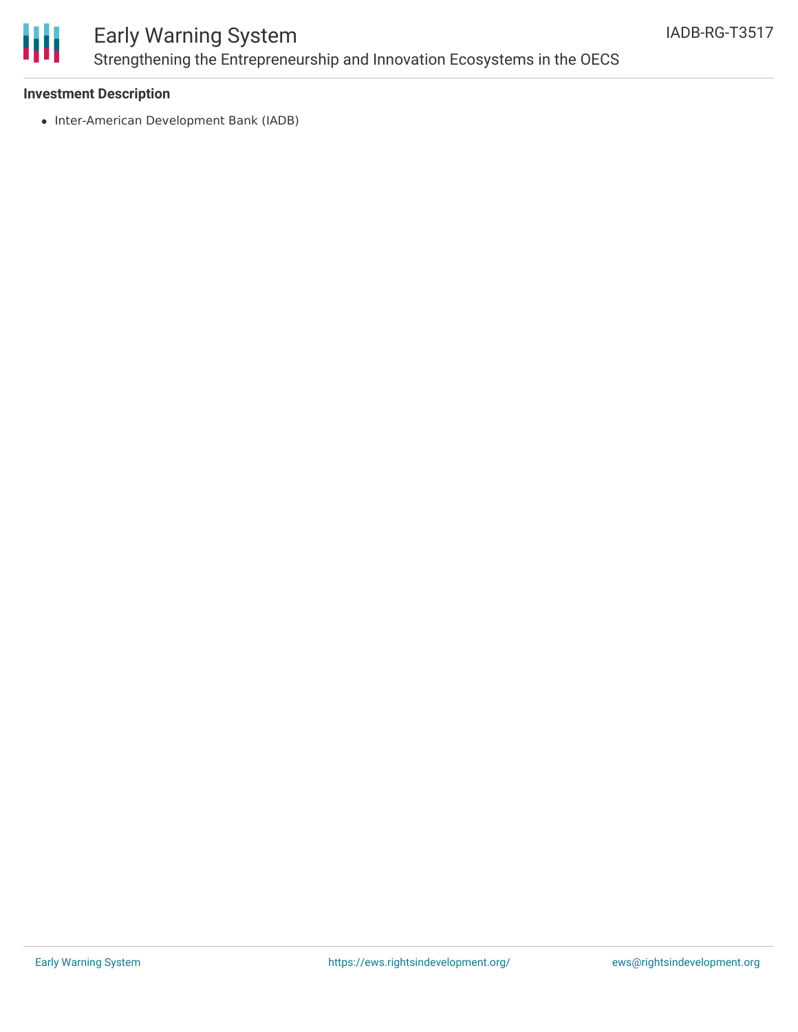**Investment Description**

- Inter-American Development Bank (IADB)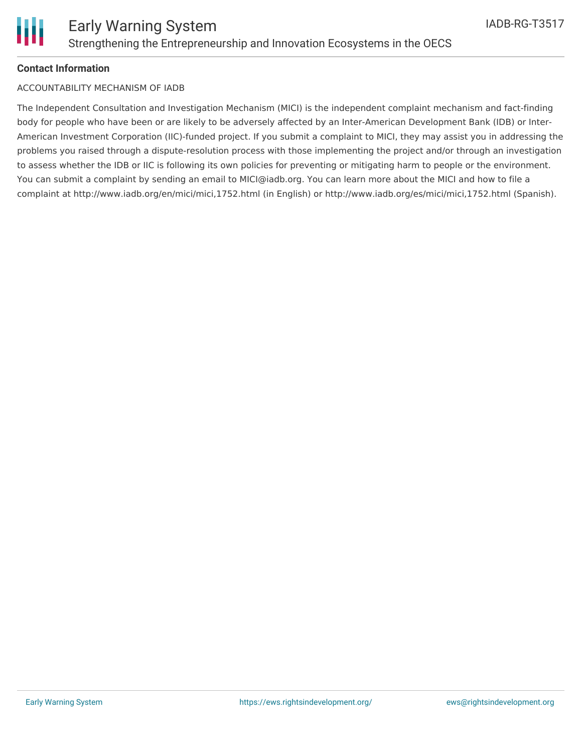**Contact Information**

ACCOUNTABILITY MECHANISM OF IADB

The Independent Consultation and Investigation Mechanism (MICI) is the independent complaint mechanism and fact-finding body for people who have been or are likely to be adversely affected by an Inter-American Development Bank (IDB) or Inter-American Investment Corporation (IIC)-funded project. If you submit a complaint to MICI, they may assist you in addressing the problems you raised through a dispute-resolution process with those implementing the project and/or through an investigation to assess whether the IDB or IIC is following its own policies for preventing or mitigating harm to people or the environment. You can submit a complaint by sending an email to MICI@iadb.org. You can learn more about the MICI and how to file a complaint at http://www.iadb.org/en/mici/mici,1752.html (in English) or http://www.iadb.org/es/mici/mici,1752.html (Spanish).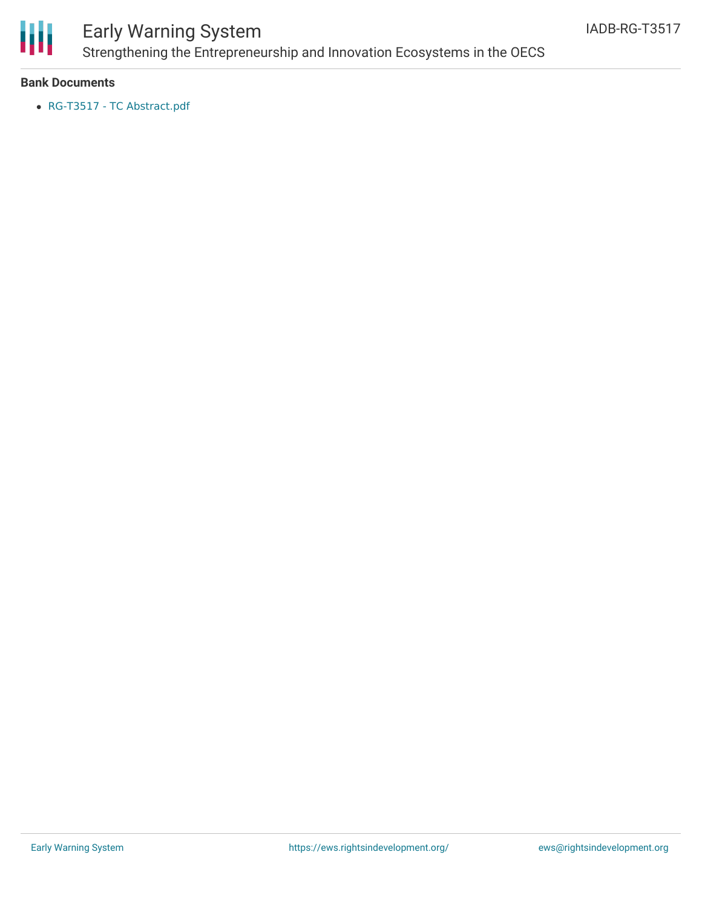**Bank Documents**

- RG-T3517 - TC Abstract.pdf